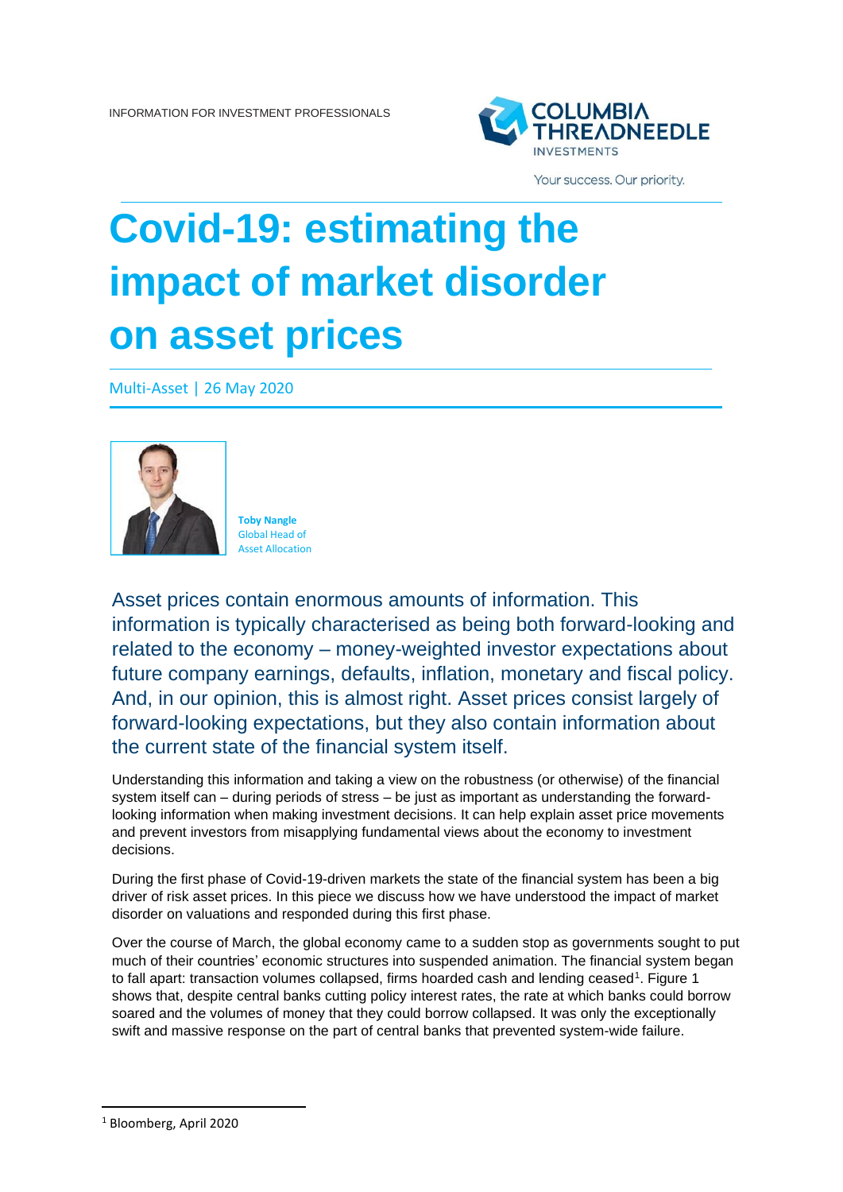INFORMATION FOR INVESTMENT PROFESSIONALS

# Covid-19: estimating the impact of market disorder on asset prices

Multi-Asset | 26 May 2020

**Toby Nangle**
Global Head of Asset Allocation

## Asset prices contain enormous amounts of information. This information is typically characterised as being both forward-looking and related to the economy – money-weighted investor expectations about future company earnings, defaults, inflation, monetary and fiscal policy. And, in our opinion, this is almost right. Asset prices consist largely of forward-looking expectations, but they also contain information about the current state of the financial system itself.

Understanding this information and taking a view on the robustness (or otherwise) of the financial system itself can – during periods of stress – be just as important as understanding the forward-looking information when making investment decisions. It can help explain asset price movements and prevent investors from misapplying fundamental views about the economy to investment decisions.

During the first phase of Covid-19-driven markets the state of the financial system has been a big driver of risk asset prices. In this piece we discuss how we have understood the impact of market disorder on valuations and responded during this first phase.

Over the course of March, the global economy came to a sudden stop as governments sought to put much of their countries' economic structures into suspended animation. The financial system began to fall apart: transaction volumes collapsed, firms hoarded cash and lending ceased[1]. Figure 1 shows that, despite central banks cutting policy interest rates, the rate at which banks could borrow soared and the volumes of money that they could borrow collapsed. It was only the exceptionally swift and massive response on the part of central banks that prevented system-wide failure.

[1] Bloomberg, April 2020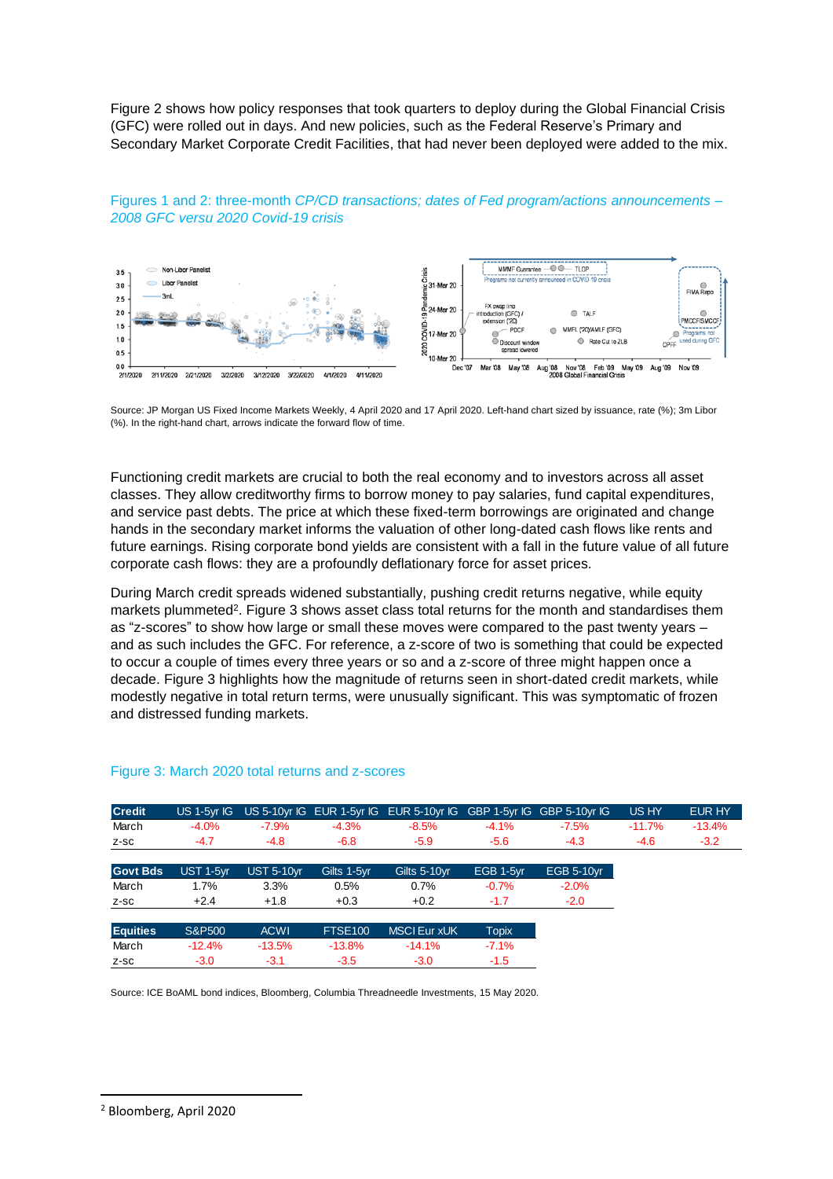Figure 2 shows how policy responses that took quarters to deploy during the Global Financial Crisis (GFC) were rolled out in days. And new policies, such as the Federal Reserve's Primary and Secondary Market Corporate Credit Facilities, that had never been deployed were added to the mix.

Figures 1 and 2: three-month *CP/CD transactions; dates of Fed program/actions announcements – 2008 GFC versu 2020 Covid-19 crisis*

Source: JP Morgan US Fixed Income Markets Weekly, 4 April 2020 and 17 April 2020. Left-hand chart sized by issuance, rate (%); 3m Libor (%). In the right-hand chart, arrows indicate the forward flow of time.

Functioning credit markets are crucial to both the real economy and to investors across all asset classes. They allow creditworthy firms to borrow money to pay salaries, fund capital expenditures, and service past debts. The price at which these fixed-term borrowings are originated and change hands in the secondary market informs the valuation of other long-dated cash flows like rents and future earnings. Rising corporate bond yields are consistent with a fall in the future value of all future corporate cash flows: they are a profoundly deflationary force for asset prices.

During March credit spreads widened substantially, pushing credit returns negative, while equity markets plummeted[2]. Figure 3 shows asset class total returns for the month and standardises them as "z-scores" to show how large or small these moves were compared to the past twenty years – and as such includes the GFC. For reference, a z-score of two is something that could be expected to occur a couple of times every three years or so and a z-score of three might happen once a decade. Figure 3 highlights how the magnitude of returns seen in short-dated credit markets, while modestly negative in total return terms, were unusually significant. This was symptomatic of frozen and distressed funding markets.

Figure 3: March 2020 total returns and z-scores

| Credit | US 1-5yr IG | US 5-10yr IG | EUR 1-5yr IG | EUR 5-10yr IG | GBP 1-5yr IG | GBP 5-10yr IG | US HY | EUR HY |
|---|---|---|---|---|---|---|---|---|
| March | -4.0% | -7.9% | -4.3% | -8.5% | -4.1% | -7.5% | -11.7% | -13.4% |
| z-sc | -4.7 | -4.8 | -6.8 | -5.9 | -5.6 | -4.3 | -4.6 | -3.2 |

| Govt Bds | UST 1-5yr | UST 5-10yr | Gilts 1-5yr | Gilts 5-10yr | EGB 1-5yr | EGB 5-10yr |
|---|---|---|---|---|---|---|
| March | 1.7% | 3.3% | 0.5% | 0.7% | -0.7% | -2.0% |
| z-sc | +2.4 | +1.8 | +0.3 | +0.2 | -1.7 | -2.0 |

| Equities | S&P500 | ACWI | FTSE100 | MSCI Eur xUK | Topix |
|---|---|---|---|---|---|
| March | -12.4% | -13.5% | -13.8% | -14.1% | -7.1% |
| z-sc | -3.0 | -3.1 | -3.5 | -3.0 | -1.5 |

Source: ICE BoAML bond indices, Bloomberg, Columbia Threadneedle Investments, 15 May 2020.

[2] Bloomberg, April 2020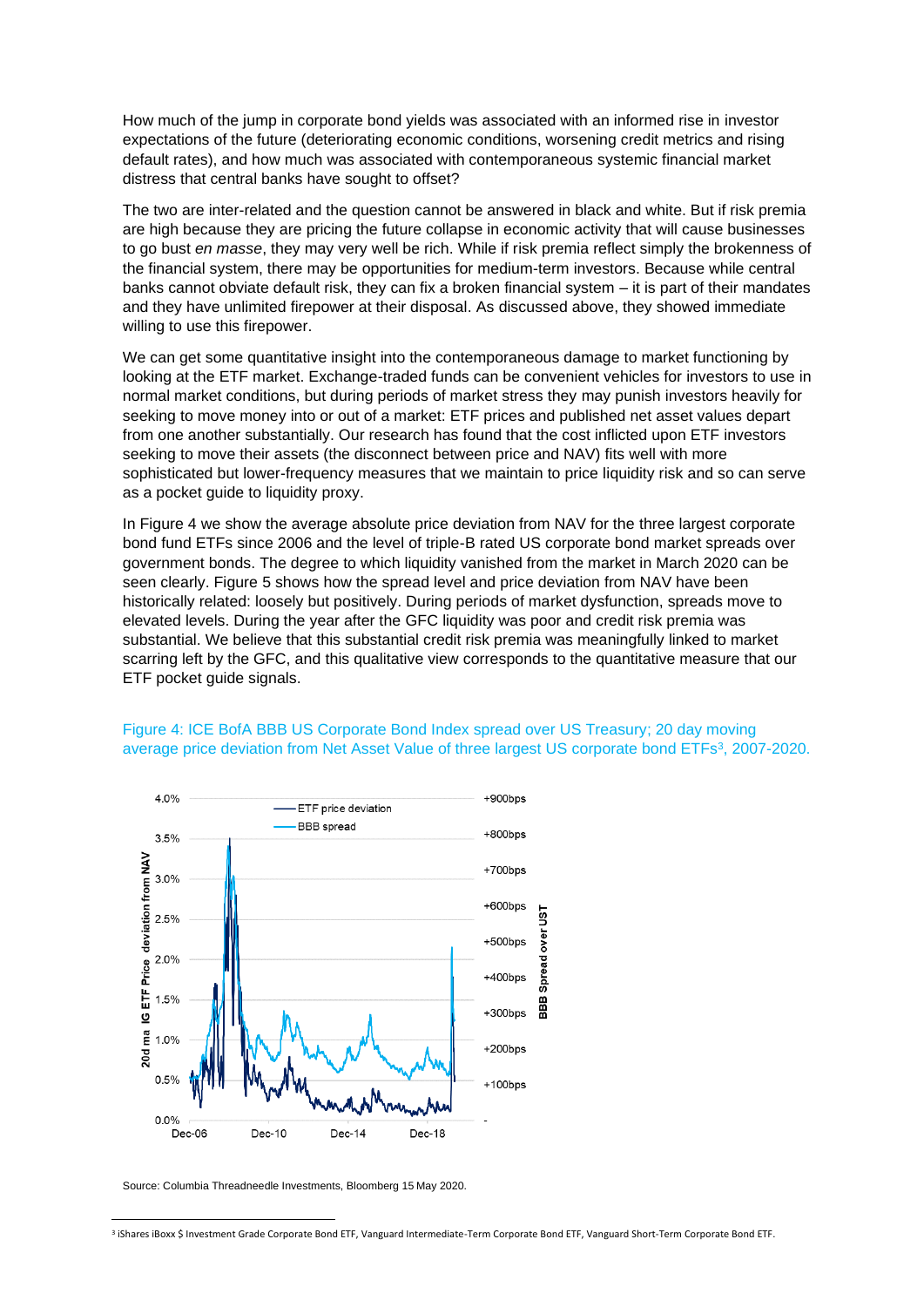How much of the jump in corporate bond yields was associated with an informed rise in investor expectations of the future (deteriorating economic conditions, worsening credit metrics and rising default rates), and how much was associated with contemporaneous systemic financial market distress that central banks have sought to offset?

The two are inter-related and the question cannot be answered in black and white. But if risk premia are high because they are pricing the future collapse in economic activity that will cause businesses to go bust *en masse*, they may very well be rich. While if risk premia reflect simply the brokenness of the financial system, there may be opportunities for medium-term investors. Because while central banks cannot obviate default risk, they can fix a broken financial system – it is part of their mandates and they have unlimited firepower at their disposal. As discussed above, they showed immediate willing to use this firepower.

We can get some quantitative insight into the contemporaneous damage to market functioning by looking at the ETF market. Exchange-traded funds can be convenient vehicles for investors to use in normal market conditions, but during periods of market stress they may punish investors heavily for seeking to move money into or out of a market: ETF prices and published net asset values depart from one another substantially. Our research has found that the cost inflicted upon ETF investors seeking to move their assets (the disconnect between price and NAV) fits well with more sophisticated but lower-frequency measures that we maintain to price liquidity risk and so can serve as a pocket guide to liquidity proxy.

In Figure 4 we show the average absolute price deviation from NAV for the three largest corporate bond fund ETFs since 2006 and the level of triple-B rated US corporate bond market spreads over government bonds. The degree to which liquidity vanished from the market in March 2020 can be seen clearly. Figure 5 shows how the spread level and price deviation from NAV have been historically related: loosely but positively. During periods of market dysfunction, spreads move to elevated levels. During the year after the GFC liquidity was poor and credit risk premia was substantial. We believe that this substantial credit risk premia was meaningfully linked to market scarring left by the GFC, and this qualitative view corresponds to the quantitative measure that our ETF pocket guide signals.

Figure 4: ICE BofA BBB US Corporate Bond Index spread over US Treasury; 20 day moving average price deviation from Net Asset Value of three largest US corporate bond ETFs[3], 2007-2020.

Source: Columbia Threadneedle Investments, Bloomberg 15 May 2020.

[3] iShares iBoxx $ Investment Grade Corporate Bond ETF, Vanguard Intermediate-Term Corporate Bond ETF, Vanguard Short-Term Corporate Bond ETF.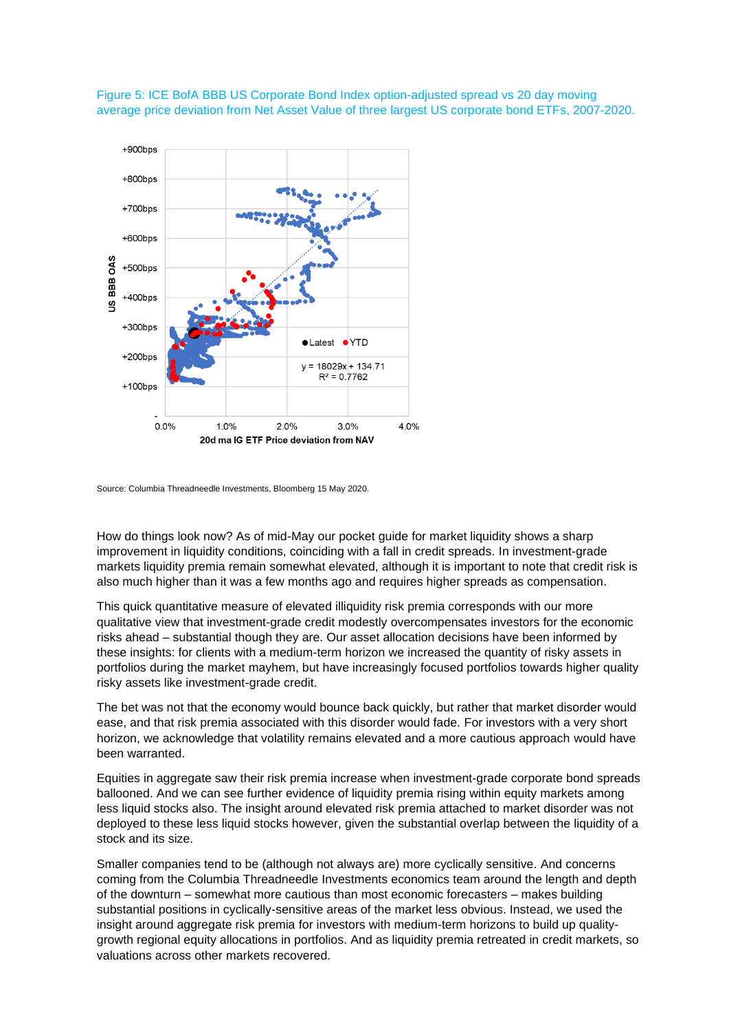Figure 5: ICE BofA BBB US Corporate Bond Index option-adjusted spread vs 20 day moving average price deviation from Net Asset Value of three largest US corporate bond ETFs, 2007-2020.

Source: Columbia Threadneedle Investments, Bloomberg 15 May 2020.

How do things look now? As of mid-May our pocket guide for market liquidity shows a sharp improvement in liquidity conditions, coinciding with a fall in credit spreads. In investment-grade markets liquidity premia remain somewhat elevated, although it is important to note that credit risk is also much higher than it was a few months ago and requires higher spreads as compensation.

This quick quantitative measure of elevated illiquidity risk premia corresponds with our more qualitative view that investment-grade credit modestly overcompensates investors for the economic risks ahead – substantial though they are. Our asset allocation decisions have been informed by these insights: for clients with a medium-term horizon we increased the quantity of risky assets in portfolios during the market mayhem, but have increasingly focused portfolios towards higher quality risky assets like investment-grade credit.

The bet was not that the economy would bounce back quickly, but rather that market disorder would ease, and that risk premia associated with this disorder would fade. For investors with a very short horizon, we acknowledge that volatility remains elevated and a more cautious approach would have been warranted.

Equities in aggregate saw their risk premia increase when investment-grade corporate bond spreads ballooned. And we can see further evidence of liquidity premia rising within equity markets among less liquid stocks also. The insight around elevated risk premia attached to market disorder was not deployed to these less liquid stocks however, given the substantial overlap between the liquidity of a stock and its size.

Smaller companies tend to be (although not always are) more cyclically sensitive. And concerns coming from the Columbia Threadneedle Investments economics team around the length and depth of the downturn – somewhat more cautious than most economic forecasters – makes building substantial positions in cyclically-sensitive areas of the market less obvious. Instead, we used the insight around aggregate risk premia for investors with medium-term horizons to build up quality-growth regional equity allocations in portfolios. And as liquidity premia retreated in credit markets, so valuations across other markets recovered.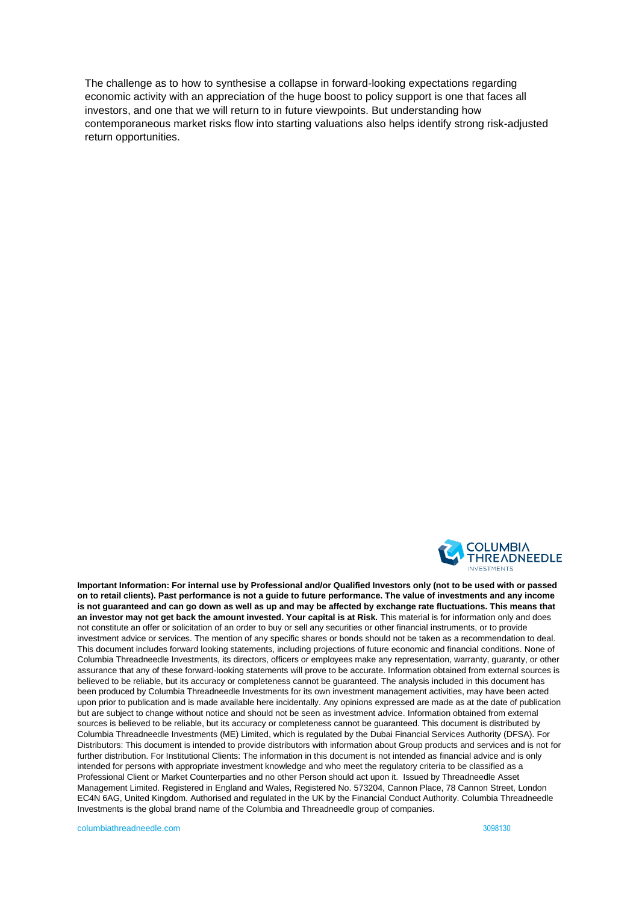The challenge as to how to synthesise a collapse in forward-looking expectations regarding economic activity with an appreciation of the huge boost to policy support is one that faces all investors, and one that we will return to in future viewpoints. But understanding how contemporaneous market risks flow into starting valuations also helps identify strong risk-adjusted return opportunities.

**Important Information: For internal use by Professional and/or Qualified Investors only (not to be used with or passed on to retail clients). Past performance is not a guide to future performance. The value of investments and any income is not guaranteed and can go down as well as up and may be affected by exchange rate fluctuations. This means that an investor may not get back the amount invested. Your capital is at Risk.** This material is for information only and does not constitute an offer or solicitation of an order to buy or sell any securities or other financial instruments, or to provide investment advice or services. The mention of any specific shares or bonds should not be taken as a recommendation to deal. This document includes forward looking statements, including projections of future economic and financial conditions. None of Columbia Threadneedle Investments, its directors, officers or employees make any representation, warranty, guaranty, or other assurance that any of these forward-looking statements will prove to be accurate. Information obtained from external sources is believed to be reliable, but its accuracy or completeness cannot be guaranteed. The analysis included in this document has been produced by Columbia Threadneedle Investments for its own investment management activities, may have been acted upon prior to publication and is made available here incidentally. Any opinions expressed are made as at the date of publication but are subject to change without notice and should not be seen as investment advice. Information obtained from external sources is believed to be reliable, but its accuracy or completeness cannot be guaranteed. This document is distributed by Columbia Threadneedle Investments (ME) Limited, which is regulated by the Dubai Financial Services Authority (DFSA). For Distributors: This document is intended to provide distributors with information about Group products and services and is not for further distribution. For Institutional Clients: The information in this document is not intended as financial advice and is only intended for persons with appropriate investment knowledge and who meet the regulatory criteria to be classified as a Professional Client or Market Counterparties and no other Person should act upon it. Issued by Threadneedle Asset Management Limited. Registered in England and Wales, Registered No. 573204, Cannon Place, 78 Cannon Street, London EC4N 6AG, United Kingdom. Authorised and regulated in the UK by the Financial Conduct Authority. Columbia Threadneedle Investments is the global brand name of the Columbia and Threadneedle group of companies.

columbiathreadneedle.com 3098130